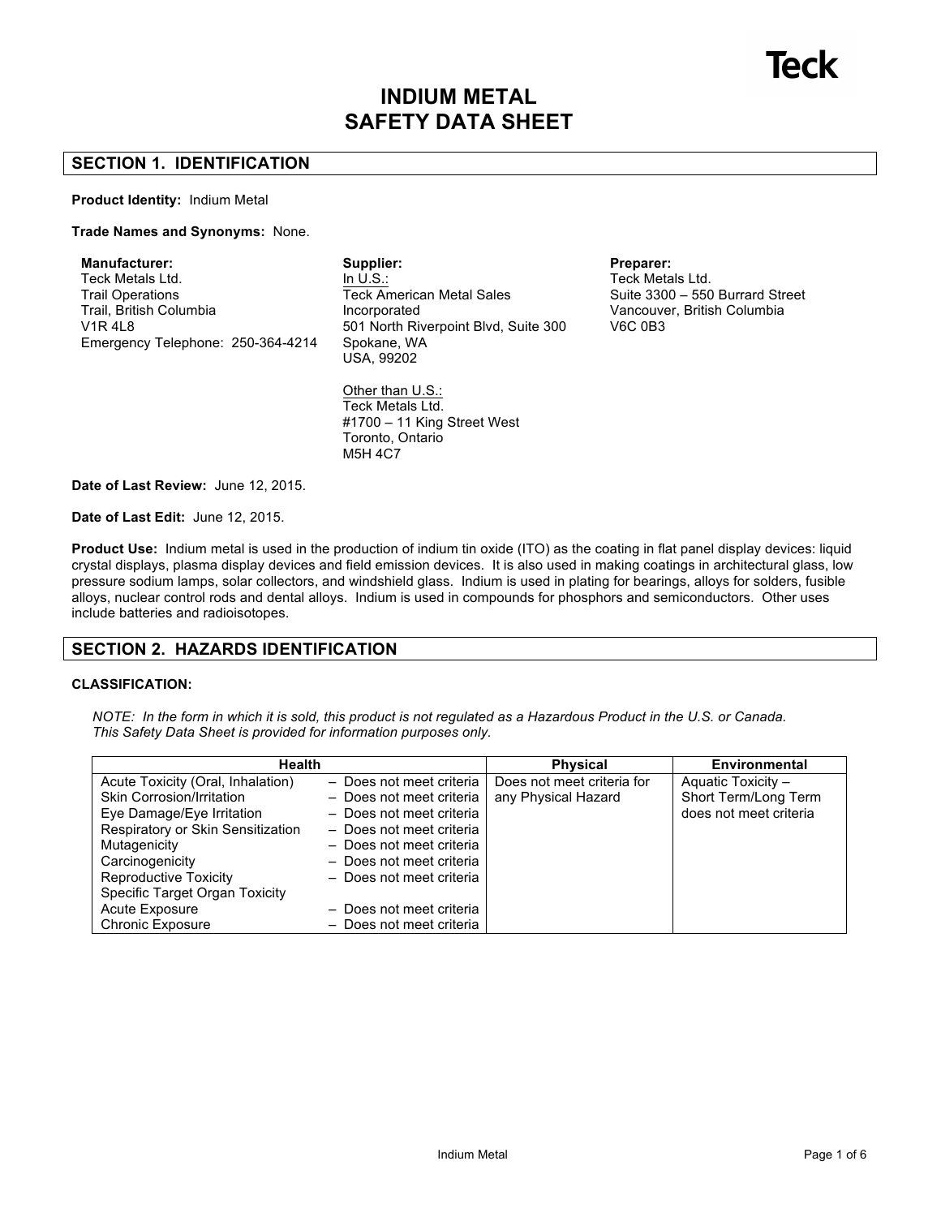Teck

# INDIUM METAL SAFETY DATA SHEET

## SECTION 1. IDENTIFICATION

**Product Identity:** Indium Metal

**Trade Names and Synonyms:** None.

**Manufacturer:**
Teck Metals Ltd.
Trail Operations
Trail, British Columbia
V1R 4L8
Emergency Telephone: 250-364-4214

**Supplier:**
In U.S.:
Teck American Metal Sales Incorporated
501 North Riverpoint Blvd, Suite 300
Spokane, WA
USA, 99202

Other than U.S.:
Teck Metals Ltd.
#1700 – 11 King Street West
Toronto, Ontario
M5H 4C7

**Preparer:**
Teck Metals Ltd.
Suite 3300 – 550 Burrard Street
Vancouver, British Columbia
V6C 0B3

**Date of Last Review:** June 12, 2015.

**Date of Last Edit:** June 12, 2015.

**Product Use:** Indium metal is used in the production of indium tin oxide (ITO) as the coating in flat panel display devices: liquid crystal displays, plasma display devices and field emission devices. It is also used in making coatings in architectural glass, low pressure sodium lamps, solar collectors, and windshield glass. Indium is used in plating for bearings, alloys for solders, fusible alloys, nuclear control rods and dental alloys. Indium is used in compounds for phosphors and semiconductors. Other uses include batteries and radioisotopes.

## SECTION 2. HAZARDS IDENTIFICATION

**CLASSIFICATION:**

*NOTE: In the form in which it is sold, this product is not regulated as a Hazardous Product in the U.S. or Canada. This Safety Data Sheet is provided for information purposes only.*

| Health | | Physical | Environmental |
|---|---|---|---|
| Acute Toxicity (Oral, Inhalation) | – Does not meet criteria | Does not meet criteria for any Physical Hazard | Aquatic Toxicity – Short Term/Long Term does not meet criteria |
| Skin Corrosion/Irritation | – Does not meet criteria | | |
| Eye Damage/Eye Irritation | – Does not meet criteria | | |
| Respiratory or Skin Sensitization | – Does not meet criteria | | |
| Mutagenicity | – Does not meet criteria | | |
| Carcinogenicity | – Does not meet criteria | | |
| Reproductive Toxicity | – Does not meet criteria | | |
| Specific Target Organ Toxicity | | | |
| Acute Exposure | – Does not meet criteria | | |
| Chronic Exposure | – Does not meet criteria | | |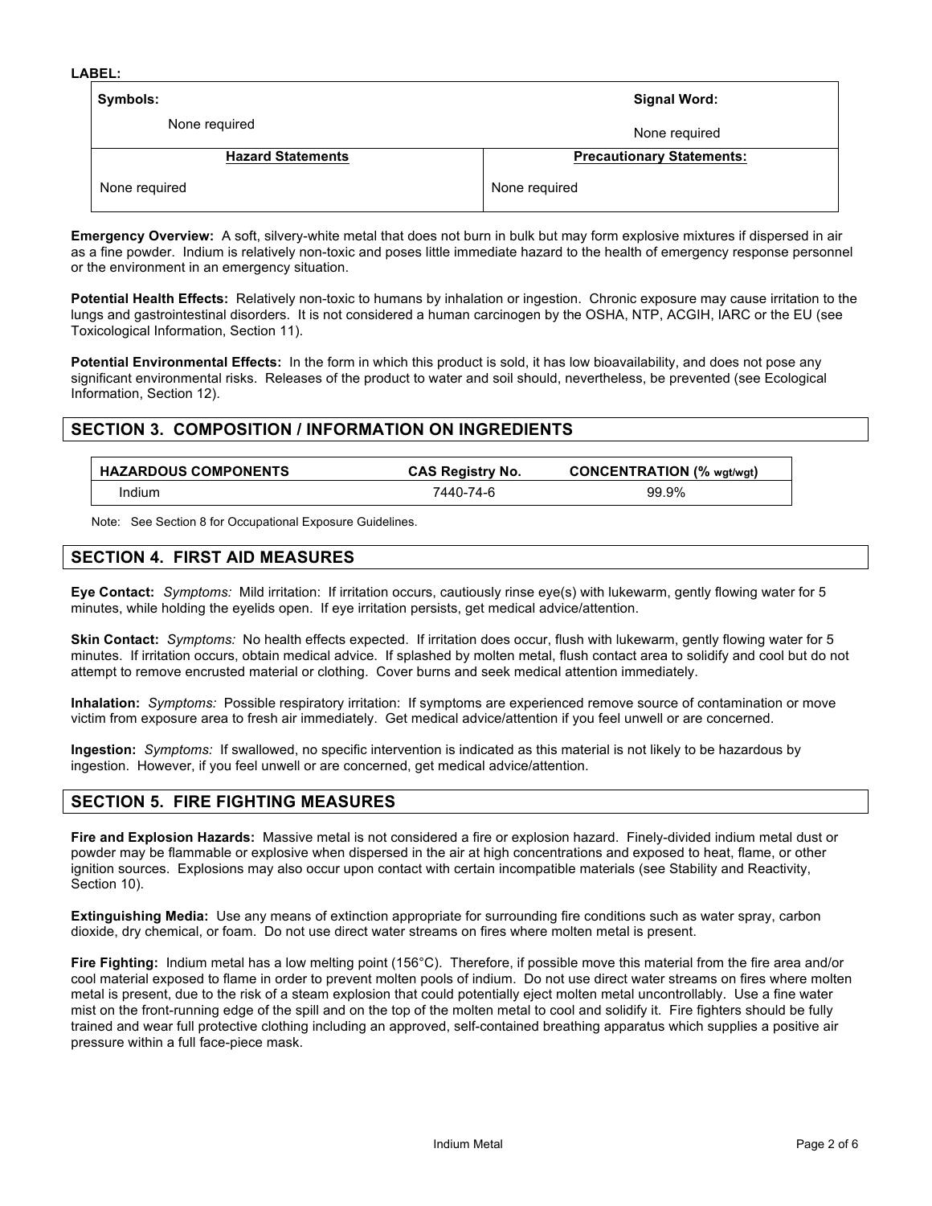**LABEL:**

| **Symbols:** | **Signal Word:** |
| --- | --- |
| None required | None required |
| **Hazard Statements** | **Precautionary Statements:** |
| None required | None required |

**Emergency Overview:** A soft, silvery-white metal that does not burn in bulk but may form explosive mixtures if dispersed in air as a fine powder. Indium is relatively non-toxic and poses little immediate hazard to the health of emergency response personnel or the environment in an emergency situation.

**Potential Health Effects:** Relatively non-toxic to humans by inhalation or ingestion. Chronic exposure may cause irritation to the lungs and gastrointestinal disorders. It is not considered a human carcinogen by the OSHA, NTP, ACGIH, IARC or the EU (see Toxicological Information, Section 11).

**Potential Environmental Effects:** In the form in which this product is sold, it has low bioavailability, and does not pose any significant environmental risks. Releases of the product to water and soil should, nevertheless, be prevented (see Ecological Information, Section 12).

## SECTION 3. COMPOSITION / INFORMATION ON INGREDIENTS

| HAZARDOUS COMPONENTS | CAS Registry No. | CONCENTRATION (% wgt/wgt) |
| --- | --- | --- |
| Indium | 7440-74-6 | 99.9% |

Note: See Section 8 for Occupational Exposure Guidelines.

## SECTION 4. FIRST AID MEASURES

**Eye Contact:** *Symptoms:* Mild irritation: If irritation occurs, cautiously rinse eye(s) with lukewarm, gently flowing water for 5 minutes, while holding the eyelids open. If eye irritation persists, get medical advice/attention.

**Skin Contact:** *Symptoms:* No health effects expected. If irritation does occur, flush with lukewarm, gently flowing water for 5 minutes. If irritation occurs, obtain medical advice. If splashed by molten metal, flush contact area to solidify and cool but do not attempt to remove encrusted material or clothing. Cover burns and seek medical attention immediately.

**Inhalation:** *Symptoms:* Possible respiratory irritation: If symptoms are experienced remove source of contamination or move victim from exposure area to fresh air immediately. Get medical advice/attention if you feel unwell or are concerned.

**Ingestion:** *Symptoms:* If swallowed, no specific intervention is indicated as this material is not likely to be hazardous by ingestion. However, if you feel unwell or are concerned, get medical advice/attention.

## SECTION 5. FIRE FIGHTING MEASURES

**Fire and Explosion Hazards:** Massive metal is not considered a fire or explosion hazard. Finely-divided indium metal dust or powder may be flammable or explosive when dispersed in the air at high concentrations and exposed to heat, flame, or other ignition sources. Explosions may also occur upon contact with certain incompatible materials (see Stability and Reactivity, Section 10).

**Extinguishing Media:** Use any means of extinction appropriate for surrounding fire conditions such as water spray, carbon dioxide, dry chemical, or foam. Do not use direct water streams on fires where molten metal is present.

**Fire Fighting:** Indium metal has a low melting point (156°C). Therefore, if possible move this material from the fire area and/or cool material exposed to flame in order to prevent molten pools of indium. Do not use direct water streams on fires where molten metal is present, due to the risk of a steam explosion that could potentially eject molten metal uncontrollably. Use a fine water mist on the front-running edge of the spill and on the top of the molten metal to cool and solidify it. Fire fighters should be fully trained and wear full protective clothing including an approved, self-contained breathing apparatus which supplies a positive air pressure within a full face-piece mask.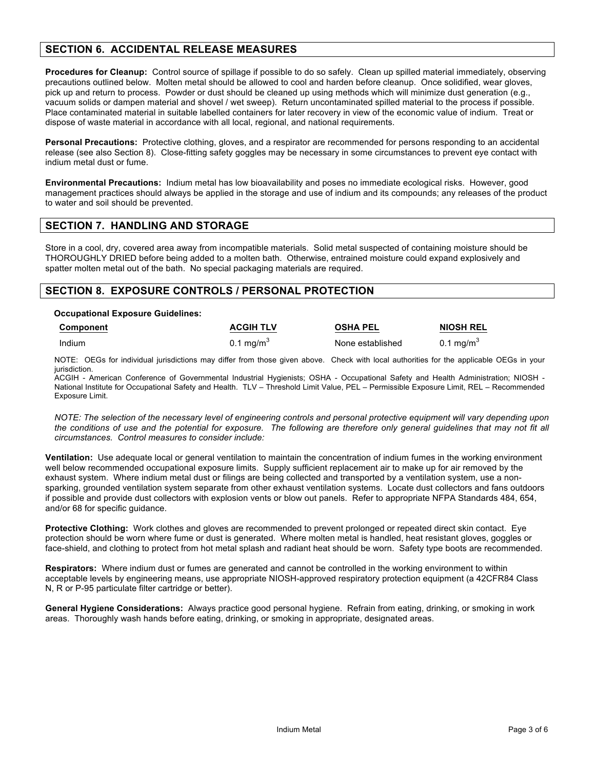## SECTION 6. ACCIDENTAL RELEASE MEASURES

**Procedures for Cleanup:** Control source of spillage if possible to do so safely. Clean up spilled material immediately, observing precautions outlined below. Molten metal should be allowed to cool and harden before cleanup. Once solidified, wear gloves, pick up and return to process. Powder or dust should be cleaned up using methods which will minimize dust generation (e.g., vacuum solids or dampen material and shovel / wet sweep). Return uncontaminated spilled material to the process if possible. Place contaminated material in suitable labelled containers for later recovery in view of the economic value of indium. Treat or dispose of waste material in accordance with all local, regional, and national requirements.

**Personal Precautions:** Protective clothing, gloves, and a respirator are recommended for persons responding to an accidental release (see also Section 8). Close-fitting safety goggles may be necessary in some circumstances to prevent eye contact with indium metal dust or fume.

**Environmental Precautions:** Indium metal has low bioavailability and poses no immediate ecological risks. However, good management practices should always be applied in the storage and use of indium and its compounds; any releases of the product to water and soil should be prevented.

## SECTION 7. HANDLING AND STORAGE

Store in a cool, dry, covered area away from incompatible materials. Solid metal suspected of containing moisture should be THOROUGHLY DRIED before being added to a molten bath. Otherwise, entrained moisture could expand explosively and spatter molten metal out of the bath. No special packaging materials are required.

## SECTION 8. EXPOSURE CONTROLS / PERSONAL PROTECTION

**Occupational Exposure Guidelines:**

| Component | ACGIH TLV | OSHA PEL | NIOSH REL |
|---|---|---|---|
| Indium | 0.1 mg/m$^3$ | None established | 0.1 mg/m$^3$ |

NOTE: OEGs for individual jurisdictions may differ from those given above. Check with local authorities for the applicable OEGs in your jurisdiction.
ACGIH - American Conference of Governmental Industrial Hygienists; OSHA - Occupational Safety and Health Administration; NIOSH - National Institute for Occupational Safety and Health. TLV – Threshold Limit Value, PEL – Permissible Exposure Limit, REL – Recommended Exposure Limit.

*NOTE: The selection of the necessary level of engineering controls and personal protective equipment will vary depending upon the conditions of use and the potential for exposure. The following are therefore only general guidelines that may not fit all circumstances. Control measures to consider include:*

**Ventilation:** Use adequate local or general ventilation to maintain the concentration of indium fumes in the working environment well below recommended occupational exposure limits. Supply sufficient replacement air to make up for air removed by the exhaust system. Where indium metal dust or filings are being collected and transported by a ventilation system, use a non-sparking, grounded ventilation system separate from other exhaust ventilation systems. Locate dust collectors and fans outdoors if possible and provide dust collectors with explosion vents or blow out panels. Refer to appropriate NFPA Standards 484, 654, and/or 68 for specific guidance.

**Protective Clothing:** Work clothes and gloves are recommended to prevent prolonged or repeated direct skin contact. Eye protection should be worn where fume or dust is generated. Where molten metal is handled, heat resistant gloves, goggles or face-shield, and clothing to protect from hot metal splash and radiant heat should be worn. Safety type boots are recommended.

**Respirators:** Where indium dust or fumes are generated and cannot be controlled in the working environment to within acceptable levels by engineering means, use appropriate NIOSH-approved respiratory protection equipment (a 42CFR84 Class N, R or P-95 particulate filter cartridge or better).

**General Hygiene Considerations:** Always practice good personal hygiene. Refrain from eating, drinking, or smoking in work areas. Thoroughly wash hands before eating, drinking, or smoking in appropriate, designated areas.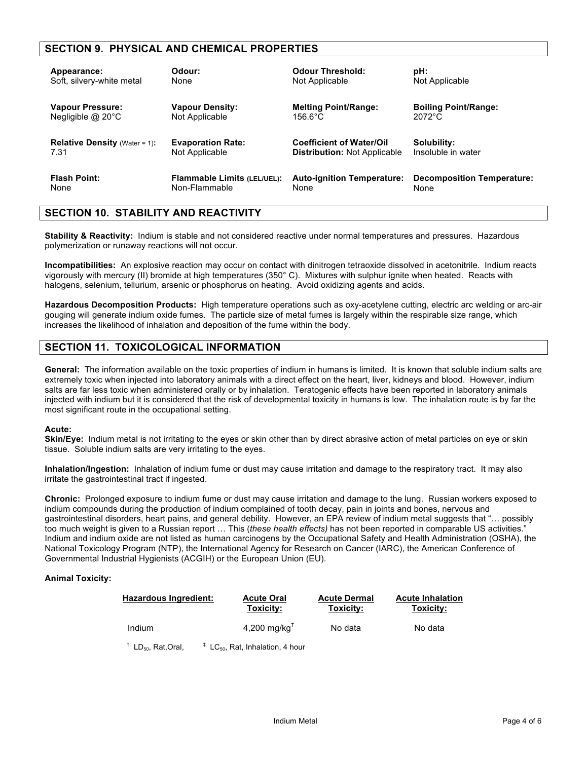## SECTION 9. PHYSICAL AND CHEMICAL PROPERTIES

| **Appearance:** | **Odour:** | **Odour Threshold:** | **pH:** |
|---|---|---|---|
| Soft, silvery-white metal | None | Not Applicable | Not Applicable |
| **Vapour Pressure:** | **Vapour Density:** | **Melting Point/Range:** | **Boiling Point/Range:** |
| Negligible @ 20°C | Not Applicable | 156.6°C | 2072°C |
| **Relative Density** (Water = 1)**:** | **Evaporation Rate:** | **Coefficient of Water/Oil Distribution:** | **Solubility:** |
| 7.31 | Not Applicable | Not Applicable | Insoluble in water |
| **Flash Point:** | **Flammable Limits (LEL/UEL):** | **Auto-ignition Temperature:** | **Decomposition Temperature:** |
| None | Non-Flammable | None | None |

## SECTION 10. STABILITY AND REACTIVITY

**Stability & Reactivity:** Indium is stable and not considered reactive under normal temperatures and pressures. Hazardous polymerization or runaway reactions will not occur.

**Incompatibilities:** An explosive reaction may occur on contact with dinitrogen tetraoxide dissolved in acetonitrile. Indium reacts vigorously with mercury (II) bromide at high temperatures (350° C). Mixtures with sulphur ignite when heated. Reacts with halogens, selenium, tellurium, arsenic or phosphorus on heating. Avoid oxidizing agents and acids.

**Hazardous Decomposition Products:** High temperature operations such as oxy-acetylene cutting, electric arc welding or arc-air gouging will generate indium oxide fumes. The particle size of metal fumes is largely within the respirable size range, which increases the likelihood of inhalation and deposition of the fume within the body.

## SECTION 11. TOXICOLOGICAL INFORMATION

**General:** The information available on the toxic properties of indium in humans is limited. It is known that soluble indium salts are extremely toxic when injected into laboratory animals with a direct effect on the heart, liver, kidneys and blood. However, indium salts are far less toxic when administered orally or by inhalation. Teratogenic effects have been reported in laboratory animals injected with indium but it is considered that the risk of developmental toxicity in humans is low. The inhalation route is by far the most significant route in the occupational setting.

**Acute:**

**Skin/Eye:** Indium metal is not irritating to the eyes or skin other than by direct abrasive action of metal particles on eye or skin tissue. Soluble indium salts are very irritating to the eyes.

**Inhalation/Ingestion:** Inhalation of indium fume or dust may cause irritation and damage to the respiratory tract. It may also irritate the gastrointestinal tract if ingested.

**Chronic:** Prolonged exposure to indium fume or dust may cause irritation and damage to the lung. Russian workers exposed to indium compounds during the production of indium complained of tooth decay, pain in joints and bones, nervous and gastrointestinal disorders, heart pains, and general debility. However, an EPA review of indium metal suggests that "… possibly too much weight is given to a Russian report … This (*these health effects)* has not been reported in comparable US activities." Indium and indium oxide are not listed as human carcinogens by the Occupational Safety and Health Administration (OSHA), the National Toxicology Program (NTP), the International Agency for Research on Cancer (IARC), the American Conference of Governmental Industrial Hygienists (ACGIH) or the European Union (EU).

**Animal Toxicity:**

| Hazardous Ingredient: | Acute Oral Toxicity: | Acute Dermal Toxicity: | Acute Inhalation Toxicity: |
|---|---|---|---|
| Indium | 4,200 mg/kg† | No data | No data |

† $LD_{50}$, Rat, Oral, ‡ $LC_{50}$, Rat, Inhalation, 4 hour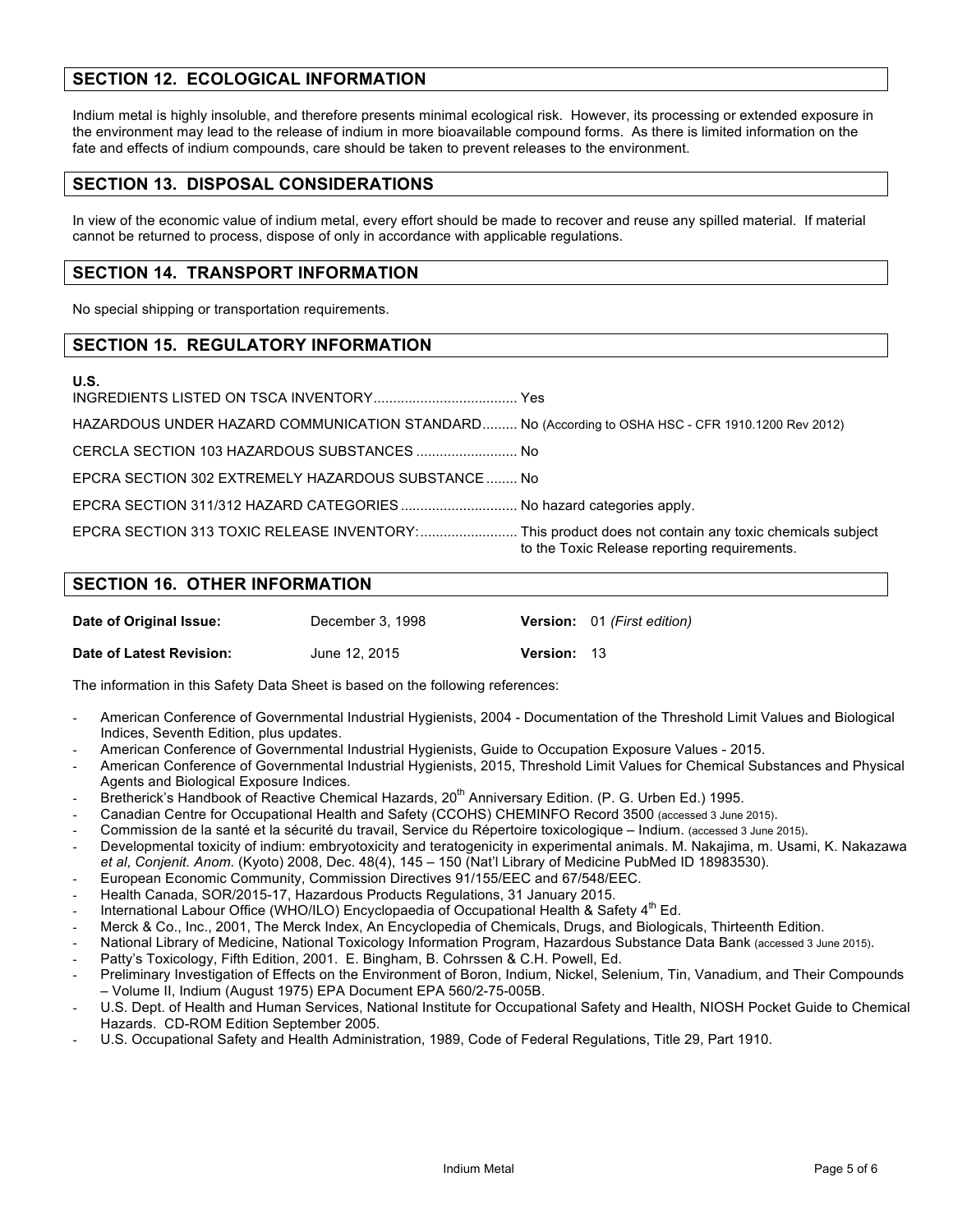## SECTION 12. ECOLOGICAL INFORMATION

Indium metal is highly insoluble, and therefore presents minimal ecological risk. However, its processing or extended exposure in the environment may lead to the release of indium in more bioavailable compound forms. As there is limited information on the fate and effects of indium compounds, care should be taken to prevent releases to the environment.

## SECTION 13. DISPOSAL CONSIDERATIONS

In view of the economic value of indium metal, every effort should be made to recover and reuse any spilled material. If material cannot be returned to process, dispose of only in accordance with applicable regulations.

## SECTION 14. TRANSPORT INFORMATION

No special shipping or transportation requirements.

## SECTION 15. REGULATORY INFORMATION

**U.S.**

INGREDIENTS LISTED ON TSCA INVENTORY..................................... Yes

HAZARDOUS UNDER HAZARD COMMUNICATION STANDARD......... No (According to OSHA HSC - CFR 1910.1200 Rev 2012)

CERCLA SECTION 103 HAZARDOUS SUBSTANCES .......................... No

EPCRA SECTION 302 EXTREMELY HAZARDOUS SUBSTANCE ........ No

EPCRA SECTION 311/312 HAZARD CATEGORIES .............................. No hazard categories apply.

EPCRA SECTION 313 TOXIC RELEASE INVENTORY:......................... This product does not contain any toxic chemicals subject to the Toxic Release reporting requirements.

## SECTION 16. OTHER INFORMATION

| | | | |
|---|---|---|---|
| **Date of Original Issue:** | December 3, 1998 | **Version:** | 01 *(First edition)* |
| **Date of Latest Revision:** | June 12, 2015 | **Version:** | 13 |

The information in this Safety Data Sheet is based on the following references:

- American Conference of Governmental Industrial Hygienists, 2004 - Documentation of the Threshold Limit Values and Biological Indices, Seventh Edition, plus updates.
- American Conference of Governmental Industrial Hygienists, Guide to Occupation Exposure Values - 2015.
- American Conference of Governmental Industrial Hygienists, 2015, Threshold Limit Values for Chemical Substances and Physical Agents and Biological Exposure Indices.
- Bretherick's Handbook of Reactive Chemical Hazards, 20th Anniversary Edition. (P. G. Urben Ed.) 1995.
- Canadian Centre for Occupational Health and Safety (CCOHS) CHEMINFO Record 3500 (accessed 3 June 2015).
- Commission de la santé et la sécurité du travail, Service du Répertoire toxicologique – Indium. (accessed 3 June 2015).
- Developmental toxicity of indium: embryotoxicity and teratogenicity in experimental animals. M. Nakajima, m. Usami, K. Nakazawa *et al*, *Conjenit. Anom.* (Kyoto) 2008, Dec. 48(4), 145 – 150 (Nat'l Library of Medicine PubMed ID 18983530).
- European Economic Community, Commission Directives 91/155/EEC and 67/548/EEC.
- Health Canada, SOR/2015-17, Hazardous Products Regulations, 31 January 2015.
- International Labour Office (WHO/ILO) Encyclopaedia of Occupational Health & Safety 4th Ed.
- Merck & Co., Inc., 2001, The Merck Index, An Encyclopedia of Chemicals, Drugs, and Biologicals, Thirteenth Edition.
- National Library of Medicine, National Toxicology Information Program, Hazardous Substance Data Bank (accessed 3 June 2015).
- Patty's Toxicology, Fifth Edition, 2001. E. Bingham, B. Cohrssen & C.H. Powell, Ed.
- Preliminary Investigation of Effects on the Environment of Boron, Indium, Nickel, Selenium, Tin, Vanadium, and Their Compounds – Volume II, Indium (August 1975) EPA Document EPA 560/2-75-005B.
- U.S. Dept. of Health and Human Services, National Institute for Occupational Safety and Health, NIOSH Pocket Guide to Chemical Hazards. CD-ROM Edition September 2005.
- U.S. Occupational Safety and Health Administration, 1989, Code of Federal Regulations, Title 29, Part 1910.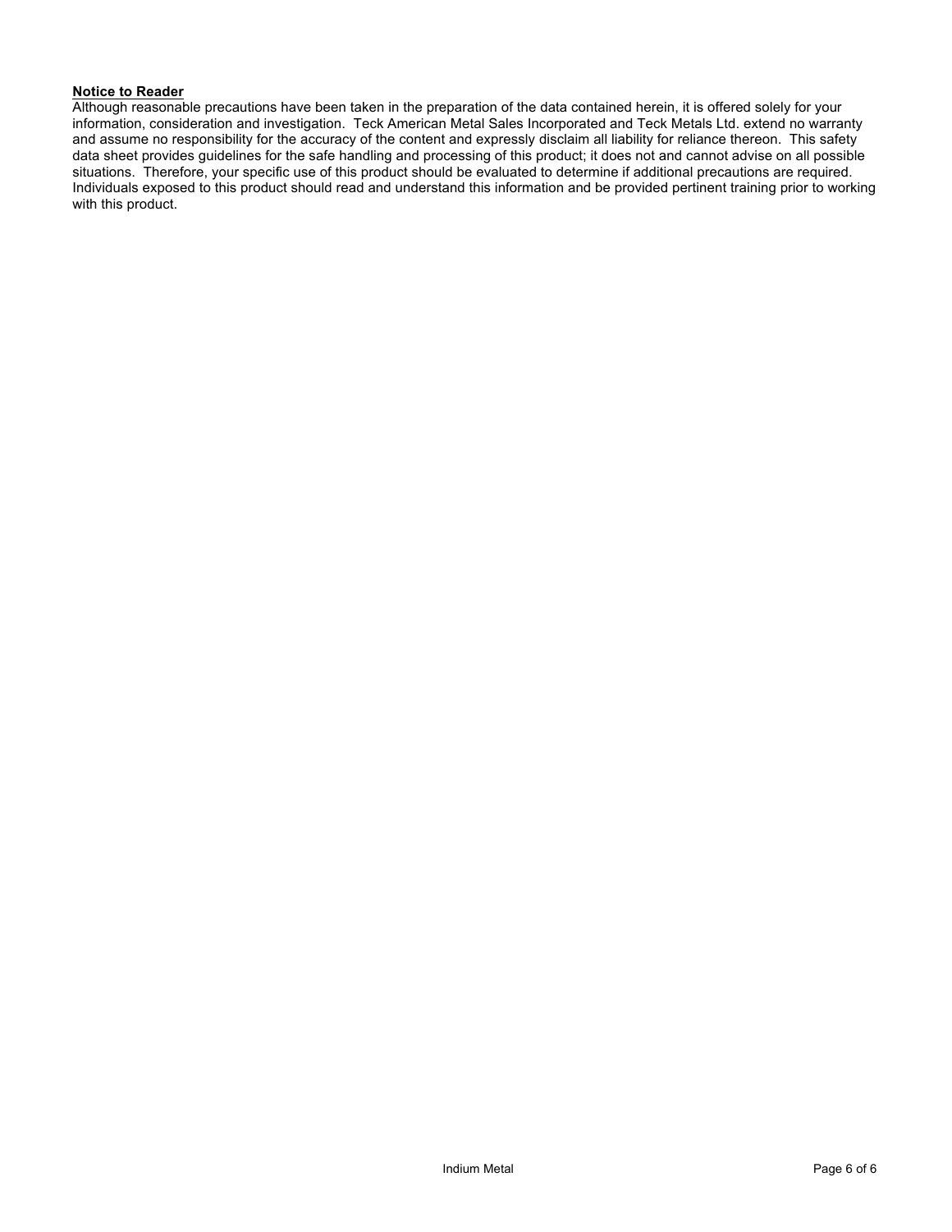**Notice to Reader**

Although reasonable precautions have been taken in the preparation of the data contained herein, it is offered solely for your information, consideration and investigation. Teck American Metal Sales Incorporated and Teck Metals Ltd. extend no warranty and assume no responsibility for the accuracy of the content and expressly disclaim all liability for reliance thereon. This safety data sheet provides guidelines for the safe handling and processing of this product; it does not and cannot advise on all possible situations. Therefore, your specific use of this product should be evaluated to determine if additional precautions are required. Individuals exposed to this product should read and understand this information and be provided pertinent training prior to working with this product.